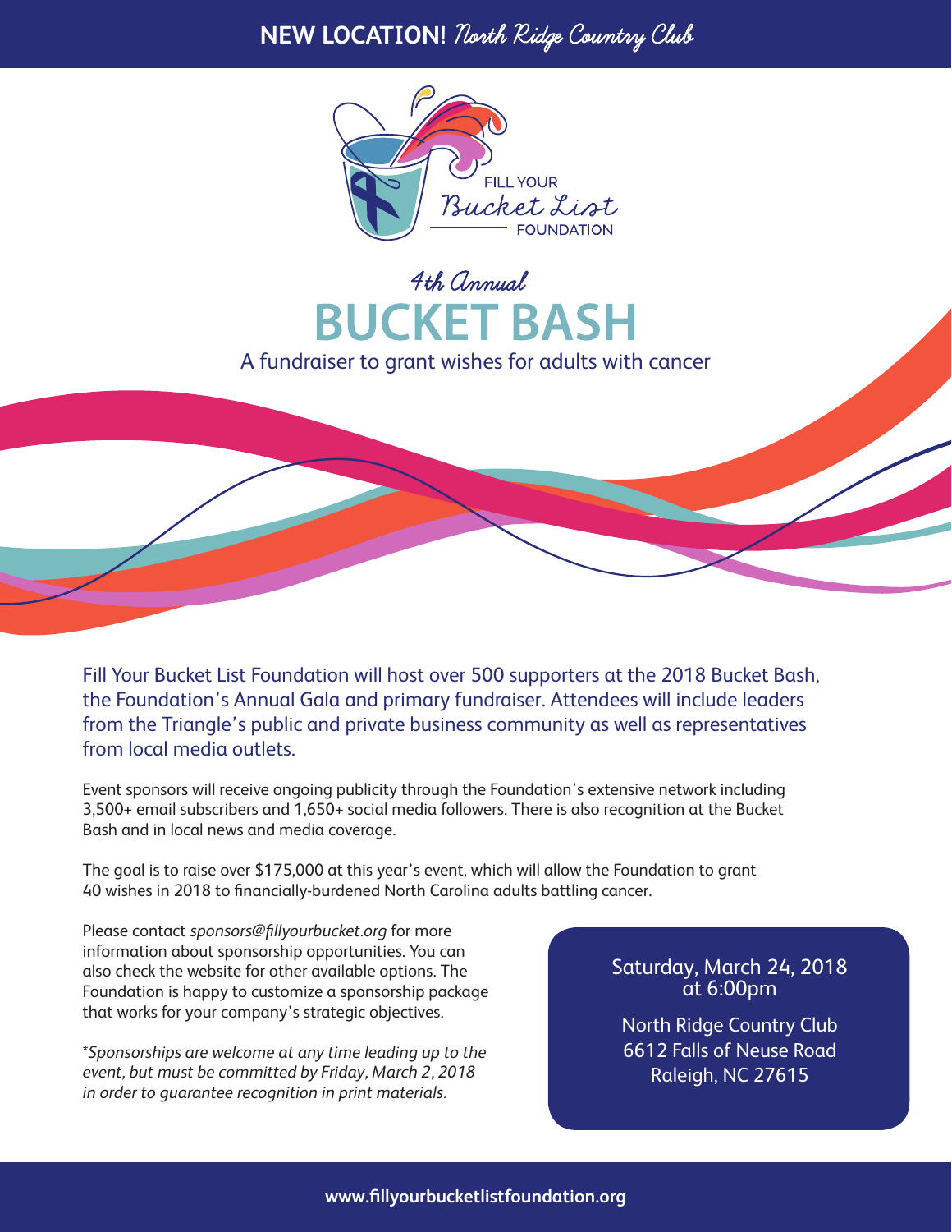**NEW LOCATION!** *North Ridge Country Club*

FILL YOUR Bucket List FOUNDATION

*4th Annual*

# BUCKET BASH

A fundraiser to grant wishes for adults with cancer

Fill Your Bucket List Foundation will host over 500 supporters at the 2018 Bucket Bash, the Foundation's Annual Gala and primary fundraiser. Attendees will include leaders from the Triangle's public and private business community as well as representatives from local media outlets.

Event sponsors will receive ongoing publicity through the Foundation's extensive network including 3,500+ email subscribers and 1,650+ social media followers. There is also recognition at the Bucket Bash and in local news and media coverage.

The goal is to raise over $175,000 at this year's event, which will allow the Foundation to grant 40 wishes in 2018 to financially-burdened North Carolina adults battling cancer.

Please contact *sponsors@fillyourbucket.org* for more information about sponsorship opportunities. You can also check the website for other available options. The Foundation is happy to customize a sponsorship package that works for your company's strategic objectives.

*\*Sponsorships are welcome at any time leading up to the event, but must be committed by Friday, March 2, 2018 in order to guarantee recognition in print materials.*

Saturday, March 24, 2018
at 6:00pm

North Ridge Country Club
6612 Falls of Neuse Road
Raleigh, NC 27615

**www.fillyourbucketlistfoundation.org**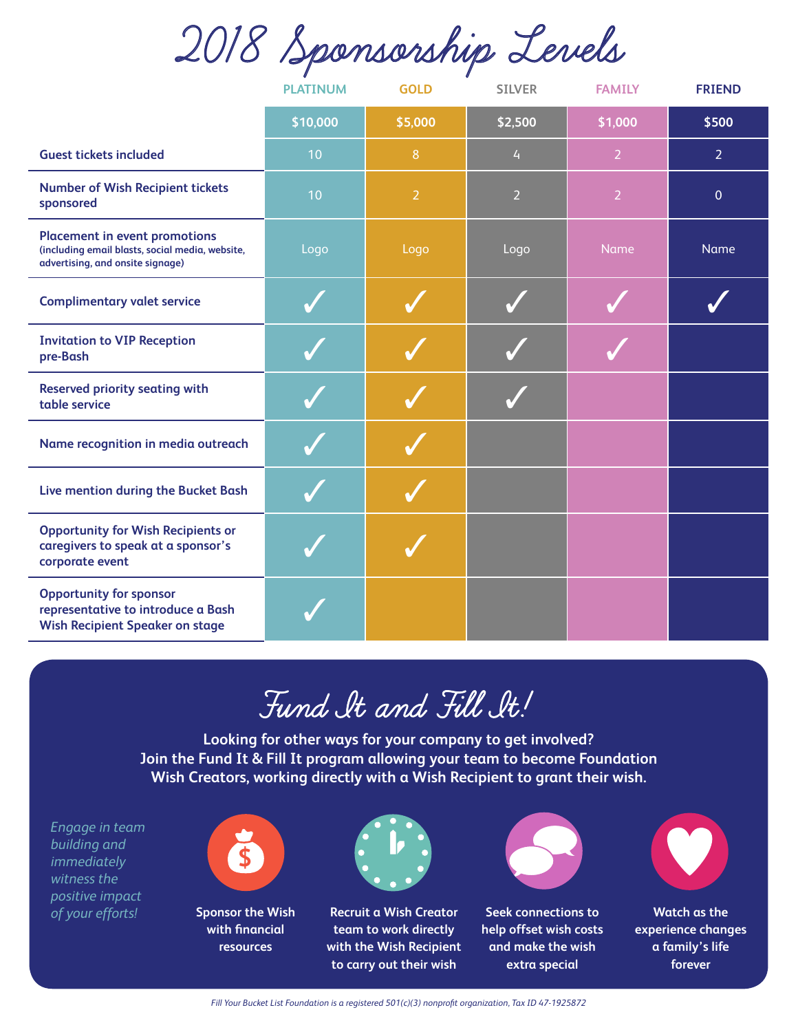# 2018 Sponsorship Levels

| | PLATINUM | GOLD | SILVER | FAMILY | FRIEND |
|---|---|---|---|---|---|
| | $10,000 | $5,000 | $2,500 | $1,000 | $500 |
| Guest tickets included | 10 | 8 | 4 | 2 | 2 |
| Number of Wish Recipient tickets sponsored | 10 | 2 | 2 | 2 | 0 |
| Placement in event promotions (including email blasts, social media, website, advertising, and onsite signage) | Logo | Logo | Logo | Name | Name |
| Complimentary valet service | ✓ | ✓ | ✓ | ✓ | ✓ |
| Invitation to VIP Reception pre-Bash | ✓ | ✓ | ✓ | ✓ | |
| Reserved priority seating with table service | ✓ | ✓ | ✓ | | |
| Name recognition in media outreach | ✓ | ✓ | | | |
| Live mention during the Bucket Bash | ✓ | ✓ | | | |
| Opportunity for Wish Recipients or caregivers to speak at a sponsor's corporate event | ✓ | ✓ | | | |
| Opportunity for sponsor representative to introduce a Bash Wish Recipient Speaker on stage | ✓ | | | | |

## Fund It and Fill It!

**Looking for other ways for your company to get involved? Join the Fund It & Fill It program allowing your team to become Foundation Wish Creators, working directly with a Wish Recipient to grant their wish.**

*Engage in team building and immediately witness the positive impact of your efforts!*

**Sponsor the Wish with financial resources**

**Recruit a Wish Creator team to work directly with the Wish Recipient to carry out their wish**

**Seek connections to help offset wish costs and make the wish extra special**

**Watch as the experience changes a family's life forever**

*Fill Your Bucket List Foundation is a registered 501(c)(3) nonprofit organization, Tax ID 47-1925872*